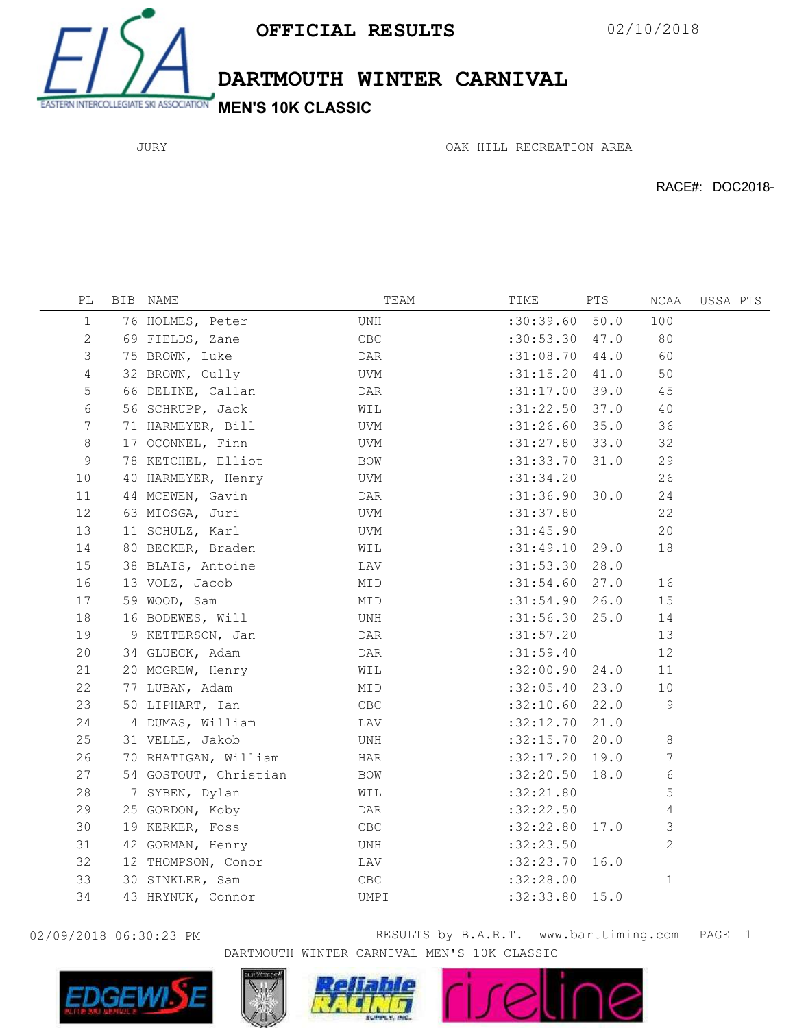# OFFICIAL RESULTS

02/10/2018

## DARTMOUTH WINTER CARNIVAL

### MEN'S 10K CLASSIC

JURY

OAK HILL RECREATION AREA

RACE#: DOC2018-

| PL | BIB | NAME | TEAM | TIME | PTS | NCAA | USSA PTS |
|---|---|---|---|---|---|---|---|
| 1 | 76 | HOLMES, Peter | UNH | :30:39.60 | 50.0 | 100 | |
| 2 | 69 | FIELDS, Zane | CBC | :30:53.30 | 47.0 | 80 | |
| 3 | 75 | BROWN, Luke | DAR | :31:08.70 | 44.0 | 60 | |
| 4 | 32 | BROWN, Cully | UVM | :31:15.20 | 41.0 | 50 | |
| 5 | 66 | DELINE, Callan | DAR | :31:17.00 | 39.0 | 45 | |
| 6 | 56 | SCHRUPP, Jack | WIL | :31:22.50 | 37.0 | 40 | |
| 7 | 71 | HARMEYER, Bill | UVM | :31:26.60 | 35.0 | 36 | |
| 8 | 17 | OCONNEL, Finn | UVM | :31:27.80 | 33.0 | 32 | |
| 9 | 78 | KETCHEL, Elliot | BOW | :31:33.70 | 31.0 | 29 | |
| 10 | 40 | HARMEYER, Henry | UVM | :31:34.20 | | 26 | |
| 11 | 44 | MCEWEN, Gavin | DAR | :31:36.90 | 30.0 | 24 | |
| 12 | 63 | MIOSGA, Juri | UVM | :31:37.80 | | 22 | |
| 13 | 11 | SCHULZ, Karl | UVM | :31:45.90 | | 20 | |
| 14 | 80 | BECKER, Braden | WIL | :31:49.10 | 29.0 | 18 | |
| 15 | 38 | BLAIS, Antoine | LAV | :31:53.30 | 28.0 | | |
| 16 | 13 | VOLZ, Jacob | MID | :31:54.60 | 27.0 | 16 | |
| 17 | 59 | WOOD, Sam | MID | :31:54.90 | 26.0 | 15 | |
| 18 | 16 | BODEWES, Will | UNH | :31:56.30 | 25.0 | 14 | |
| 19 | 9 | KETTERSON, Jan | DAR | :31:57.20 | | 13 | |
| 20 | 34 | GLUECK, Adam | DAR | :31:59.40 | | 12 | |
| 21 | 20 | MCGREW, Henry | WIL | :32:00.90 | 24.0 | 11 | |
| 22 | 77 | LUBAN, Adam | MID | :32:05.40 | 23.0 | 10 | |
| 23 | 50 | LIPHART, Ian | CBC | :32:10.60 | 22.0 | 9 | |
| 24 | 4 | DUMAS, William | LAV | :32:12.70 | 21.0 | | |
| 25 | 31 | VELLE, Jakob | UNH | :32:15.70 | 20.0 | 8 | |
| 26 | 70 | RHATIGAN, William | HAR | :32:17.20 | 19.0 | 7 | |
| 27 | 54 | GOSTOUT, Christian | BOW | :32:20.50 | 18.0 | 6 | |
| 28 | 7 | SYBEN, Dylan | WIL | :32:21.80 | | 5 | |
| 29 | 25 | GORDON, Koby | DAR | :32:22.50 | | 4 | |
| 30 | 19 | KERKER, Foss | CBC | :32:22.80 | 17.0 | 3 | |
| 31 | 42 | GORMAN, Henry | UNH | :32:23.50 | | 2 | |
| 32 | 12 | THOMPSON, Conor | LAV | :32:23.70 | 16.0 | | |
| 33 | 30 | SINKLER, Sam | CBC | :32:28.00 | | 1 | |
| 34 | 43 | HRYNUK, Connor | UMPI | :32:33.80 | 15.0 | | |

02/09/2018 06:30:23 PM RESULTS by B.A.R.T. www.barttiming.com

DARTMOUTH WINTER CARNIVAL MEN'S 10K CLASSIC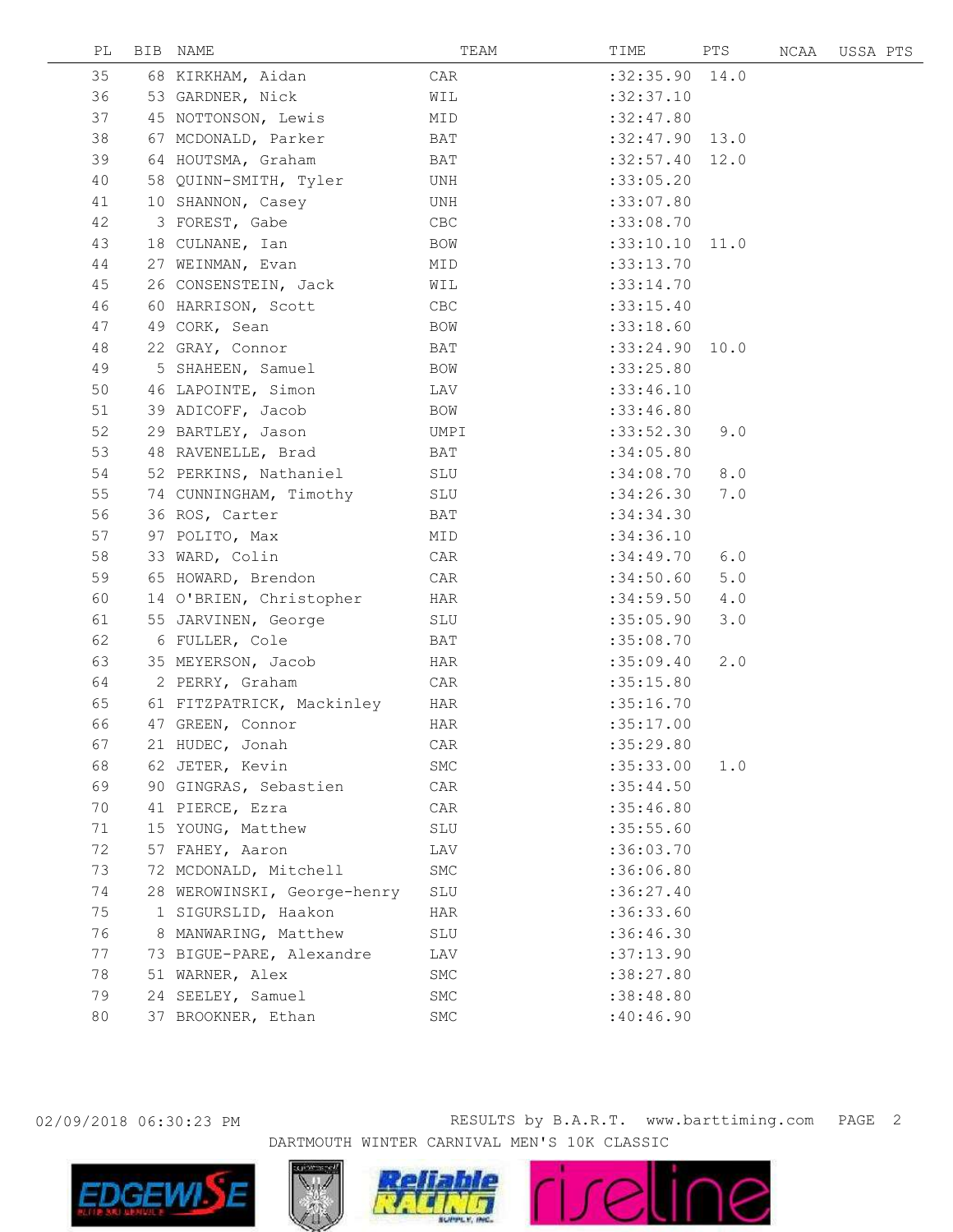| PL | BIB | NAME | TEAM | TIME | PTS | NCAA | USSA PTS |
|---|---|---|---|---|---|---|---|
| 35 | 68 | KIRKHAM, Aidan | CAR | :32:35.90 | 14.0 | | |
| 36 | 53 | GARDNER, Nick | WIL | :32:37.10 | | | |
| 37 | 45 | NOTTONSON, Lewis | MID | :32:47.80 | | | |
| 38 | 67 | MCDONALD, Parker | BAT | :32:47.90 | 13.0 | | |
| 39 | 64 | HOUTSMA, Graham | BAT | :32:57.40 | 12.0 | | |
| 40 | 58 | QUINN-SMITH, Tyler | UNH | :33:05.20 | | | |
| 41 | 10 | SHANNON, Casey | UNH | :33:07.80 | | | |
| 42 | 3 | FOREST, Gabe | CBC | :33:08.70 | | | |
| 43 | 18 | CULNANE, Ian | BOW | :33:10.10 | 11.0 | | |
| 44 | 27 | WEINMAN, Evan | MID | :33:13.70 | | | |
| 45 | 26 | CONSENSTEIN, Jack | WIL | :33:14.70 | | | |
| 46 | 60 | HARRISON, Scott | CBC | :33:15.40 | | | |
| 47 | 49 | CORK, Sean | BOW | :33:18.60 | | | |
| 48 | 22 | GRAY, Connor | BAT | :33:24.90 | 10.0 | | |
| 49 | 5 | SHAHEEN, Samuel | BOW | :33:25.80 | | | |
| 50 | 46 | LAPOINTE, Simon | LAV | :33:46.10 | | | |
| 51 | 39 | ADICOFF, Jacob | BOW | :33:46.80 | | | |
| 52 | 29 | BARTLEY, Jason | UMPI | :33:52.30 | 9.0 | | |
| 53 | 48 | RAVENELLE, Brad | BAT | :34:05.80 | | | |
| 54 | 52 | PERKINS, Nathaniel | SLU | :34:08.70 | 8.0 | | |
| 55 | 74 | CUNNINGHAM, Timothy | SLU | :34:26.30 | 7.0 | | |
| 56 | 36 | ROS, Carter | BAT | :34:34.30 | | | |
| 57 | 97 | POLITO, Max | MID | :34:36.10 | | | |
| 58 | 33 | WARD, Colin | CAR | :34:49.70 | 6.0 | | |
| 59 | 65 | HOWARD, Brendon | CAR | :34:50.60 | 5.0 | | |
| 60 | 14 | O'BRIEN, Christopher | HAR | :34:59.50 | 4.0 | | |
| 61 | 55 | JARVINEN, George | SLU | :35:05.90 | 3.0 | | |
| 62 | 6 | FULLER, Cole | BAT | :35:08.70 | | | |
| 63 | 35 | MEYERSON, Jacob | HAR | :35:09.40 | 2.0 | | |
| 64 | 2 | PERRY, Graham | CAR | :35:15.80 | | | |
| 65 | 61 | FITZPATRICK, Mackinley | HAR | :35:16.70 | | | |
| 66 | 47 | GREEN, Connor | HAR | :35:17.00 | | | |
| 67 | 21 | HUDEC, Jonah | CAR | :35:29.80 | | | |
| 68 | 62 | JETER, Kevin | SMC | :35:33.00 | 1.0 | | |
| 69 | 90 | GINGRAS, Sebastien | CAR | :35:44.50 | | | |
| 70 | 41 | PIERCE, Ezra | CAR | :35:46.80 | | | |
| 71 | 15 | YOUNG, Matthew | SLU | :35:55.60 | | | |
| 72 | 57 | FAHEY, Aaron | LAV | :36:03.70 | | | |
| 73 | 72 | MCDONALD, Mitchell | SMC | :36:06.80 | | | |
| 74 | 28 | WEROWINSKI, George-henry | SLU | :36:27.40 | | | |
| 75 | 1 | SIGURSLID, Haakon | HAR | :36:33.60 | | | |
| 76 | 8 | MANWARING, Matthew | SLU | :36:46.30 | | | |
| 77 | 73 | BIGUE-PARE, Alexandre | LAV | :37:13.90 | | | |
| 78 | 51 | WARNER, Alex | SMC | :38:27.80 | | | |
| 79 | 24 | SEELEY, Samuel | SMC | :38:48.80 | | | |
| 80 | 37 | BROOKNER, Ethan | SMC | :40:46.90 | | | |

02/09/2018 06:30:23 PM RESULTS by B.A.R.T. www.barttiming.com

DARTMOUTH WINTER CARNIVAL MEN'S 10K CLASSIC